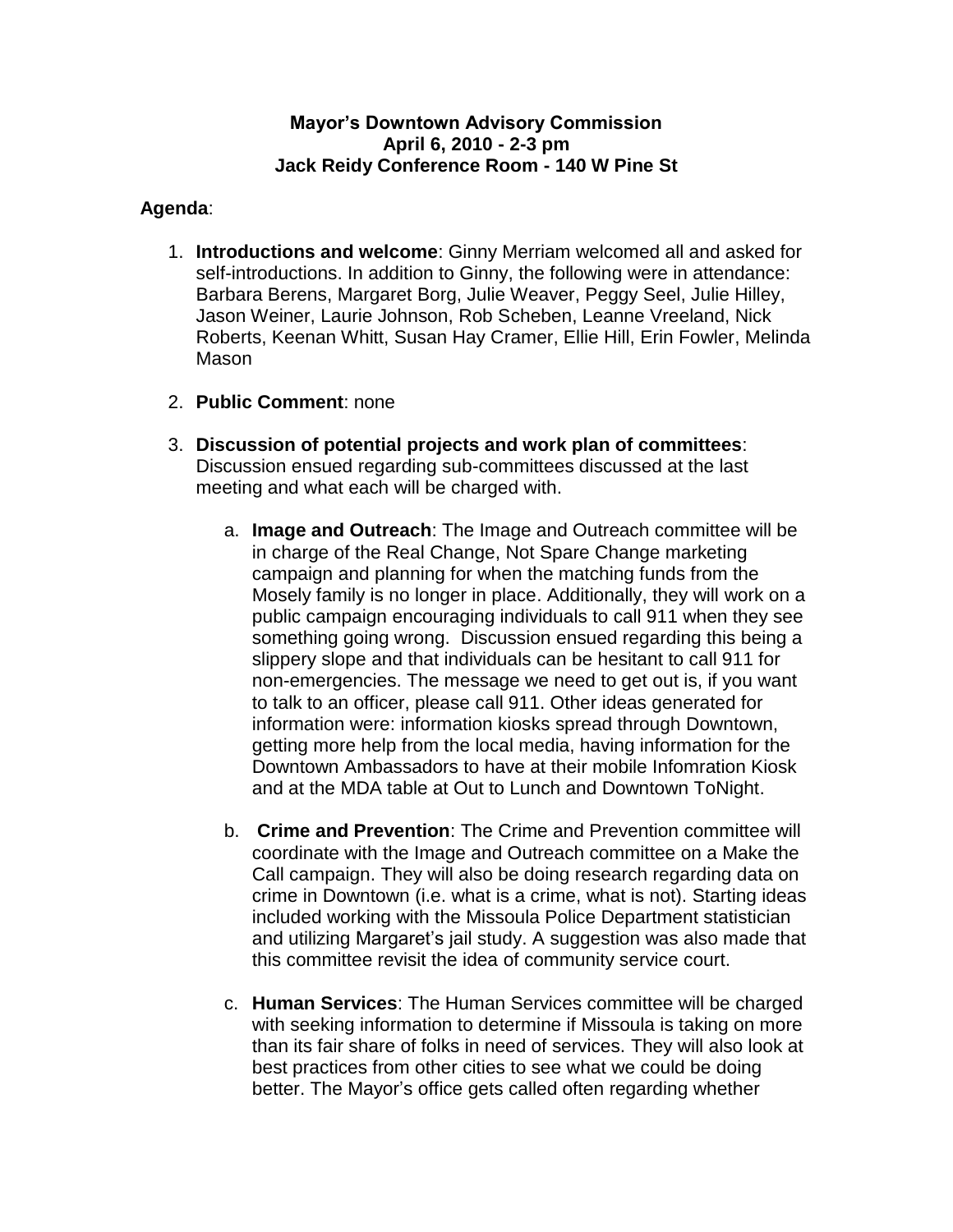**Mayor's Downtown Advisory Commission**
**April 6, 2010 - 2-3 pm**
**Jack Reidy Conference Room - 140 W Pine St**

**Agenda**:

1. **Introductions and welcome**: Ginny Merriam welcomed all and asked for self-introductions. In addition to Ginny, the following were in attendance: Barbara Berens, Margaret Borg, Julie Weaver, Peggy Seel, Julie Hilley, Jason Weiner, Laurie Johnson, Rob Scheben, Leanne Vreeland, Nick Roberts, Keenan Whitt, Susan Hay Cramer, Ellie Hill, Erin Fowler, Melinda Mason

2. **Public Comment**: none

3. **Discussion of potential projects and work plan of committees**: Discussion ensued regarding sub-committees discussed at the last meeting and what each will be charged with.

   a. **Image and Outreach**: The Image and Outreach committee will be in charge of the Real Change, Not Spare Change marketing campaign and planning for when the matching funds from the Mosely family is no longer in place. Additionally, they will work on a public campaign encouraging individuals to call 911 when they see something going wrong. Discussion ensued regarding this being a slippery slope and that individuals can be hesitant to call 911 for non-emergencies. The message we need to get out is, if you want to talk to an officer, please call 911. Other ideas generated for information were: information kiosks spread through Downtown, getting more help from the local media, having information for the Downtown Ambassadors to have at their mobile Infomration Kiosk and at the MDA table at Out to Lunch and Downtown ToNight.

   b. **Crime and Prevention**: The Crime and Prevention committee will coordinate with the Image and Outreach committee on a Make the Call campaign. They will also be doing research regarding data on crime in Downtown (i.e. what is a crime, what is not). Starting ideas included working with the Missoula Police Department statistician and utilizing Margaret's jail study. A suggestion was also made that this committee revisit the idea of community service court.

   c. **Human Services**: The Human Services committee will be charged with seeking information to determine if Missoula is taking on more than its fair share of folks in need of services. They will also look at best practices from other cities to see what we could be doing better. The Mayor's office gets called often regarding whether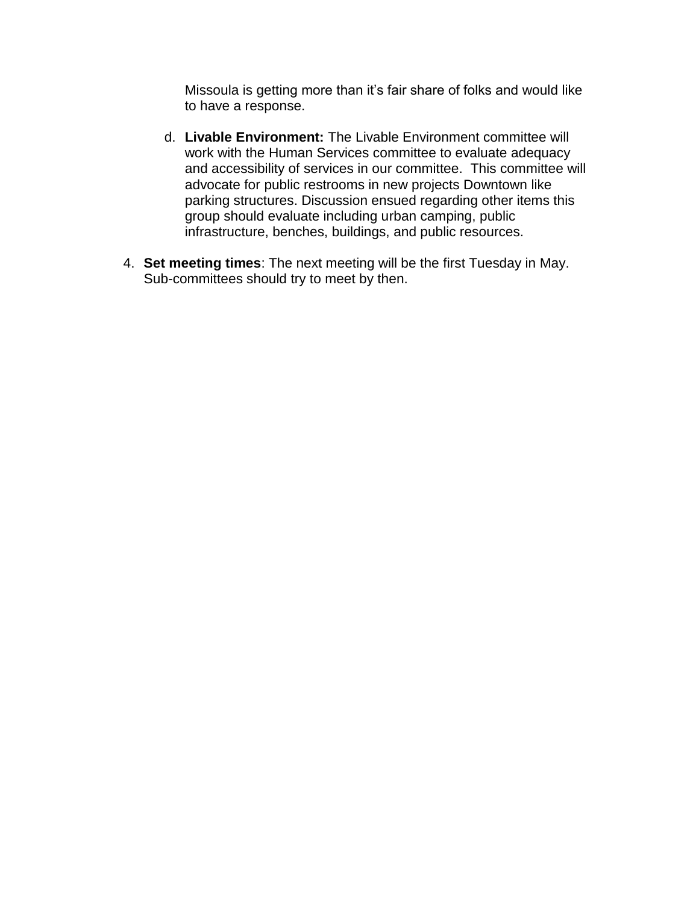Missoula is getting more than it's fair share of folks and would like to have a response.

d. **Livable Environment:** The Livable Environment committee will work with the Human Services committee to evaluate adequacy and accessibility of services in our committee. This committee will advocate for public restrooms in new projects Downtown like parking structures. Discussion ensued regarding other items this group should evaluate including urban camping, public infrastructure, benches, buildings, and public resources.

4. **Set meeting times**: The next meeting will be the first Tuesday in May. Sub-committees should try to meet by then.